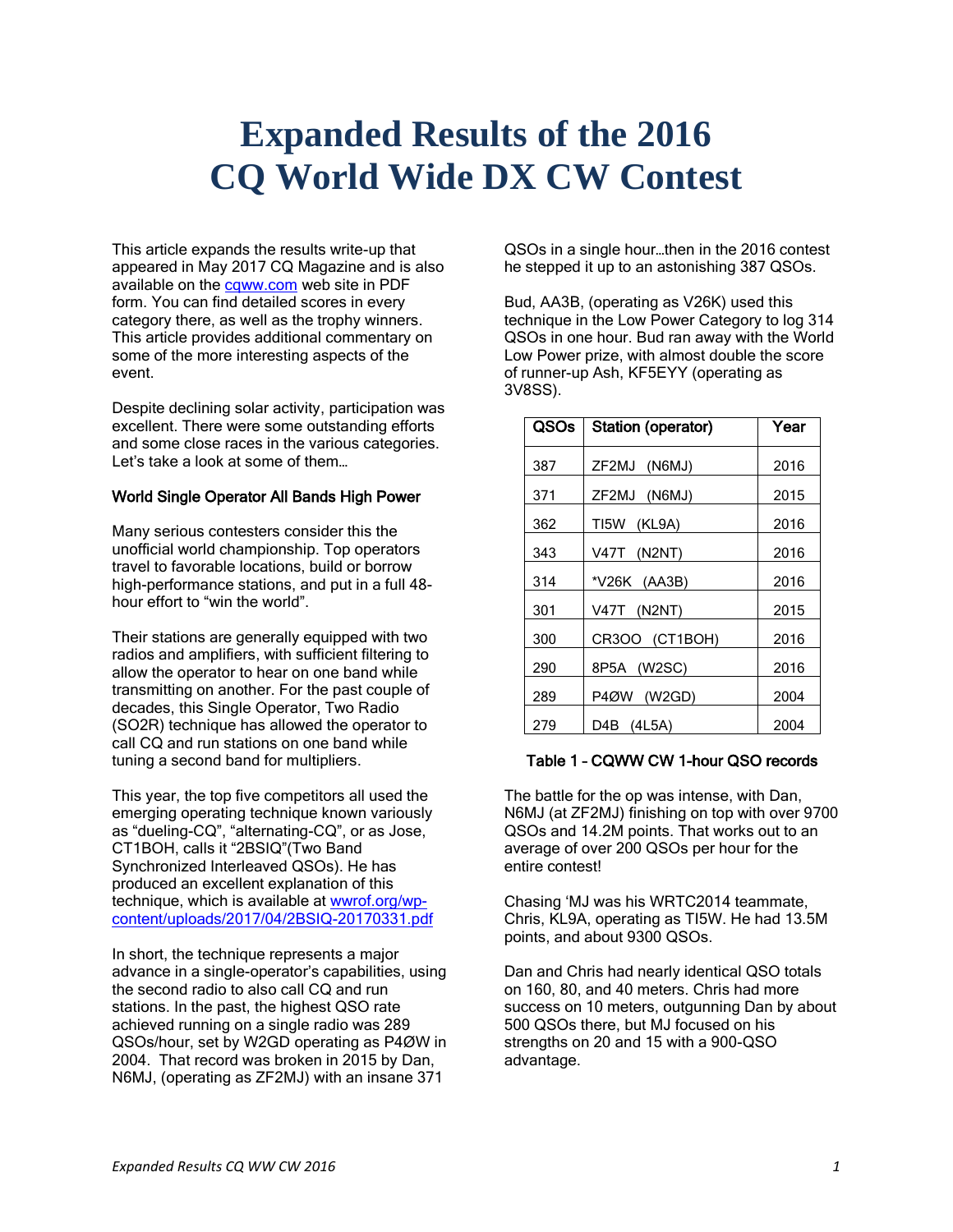# Expanded Results of the 2016 CQ World Wide DX CW Contest

This article expands the results write-up that appeared in May 2017 CQ Magazine and is also available on the [cqww.com](cqww.com) web site in PDF form. You can find detailed scores in every category there, as well as the trophy winners. This article provides additional commentary on some of the more interesting aspects of the event.

Despite declining solar activity, participation was excellent. There were some outstanding efforts and some close races in the various categories. Let's take a look at some of them…

### World Single Operator All Bands High Power

Many serious contesters consider this the unofficial world championship. Top operators travel to favorable locations, build or borrow high-performance stations, and put in a full 48-hour effort to "win the world".

Their stations are generally equipped with two radios and amplifiers, with sufficient filtering to allow the operator to hear on one band while transmitting on another. For the past couple of decades, this Single Operator, Two Radio (SO2R) technique has allowed the operator to call CQ and run stations on one band while tuning a second band for multipliers.

This year, the top five competitors all used the emerging operating technique known variously as "dueling-CQ", "alternating-CQ", or as Jose, CT1BOH, calls it "2BSIQ"(Two Band Synchronized Interleaved QSOs). He has produced an excellent explanation of this technique, which is available at [wwrof.org/wp-content/uploads/2017/04/2BSIQ-20170331.pdf](wwrof.org/wp-content/uploads/2017/04/2BSIQ-20170331.pdf)

In short, the technique represents a major advance in a single-operator's capabilities, using the second radio to also call CQ and run stations. In the past, the highest QSO rate achieved running on a single radio was 289 QSOs/hour, set by W2GD operating as P4ØW in 2004. That record was broken in 2015 by Dan, N6MJ, (operating as ZF2MJ) with an insane 371 QSOs in a single hour…then in the 2016 contest he stepped it up to an astonishing 387 QSOs.

Bud, AA3B, (operating as V26K) used this technique in the Low Power Category to log 314 QSOs in one hour. Bud ran away with the World Low Power prize, with almost double the score of runner-up Ash, KF5EYY (operating as 3V8SS).

| QSOs | Station (operator) | Year |
|---|---|---|
| 387 | ZF2MJ (N6MJ) | 2016 |
| 371 | ZF2MJ (N6MJ) | 2015 |
| 362 | TI5W (KL9A) | 2016 |
| 343 | V47T (N2NT) | 2016 |
| 314 | *V26K (AA3B) | 2016 |
| 301 | V47T (N2NT) | 2015 |
| 300 | CR3OO (CT1BOH) | 2016 |
| 290 | 8P5A (W2SC) | 2016 |
| 289 | P4ØW (W2GD) | 2004 |
| 279 | D4B (4L5A) | 2004 |

Table 1 – CQWW CW 1-hour QSO records

The battle for the op was intense, with Dan, N6MJ (at ZF2MJ) finishing on top with over 9700 QSOs and 14.2M points. That works out to an average of over 200 QSOs per hour for the entire contest!

Chasing 'MJ was his WRTC2014 teammate, Chris, KL9A, operating as TI5W. He had 13.5M points, and about 9300 QSOs.

Dan and Chris had nearly identical QSO totals on 160, 80, and 40 meters. Chris had more success on 10 meters, outgunning Dan by about 500 QSOs there, but MJ focused on his strengths on 20 and 15 with a 900-QSO advantage.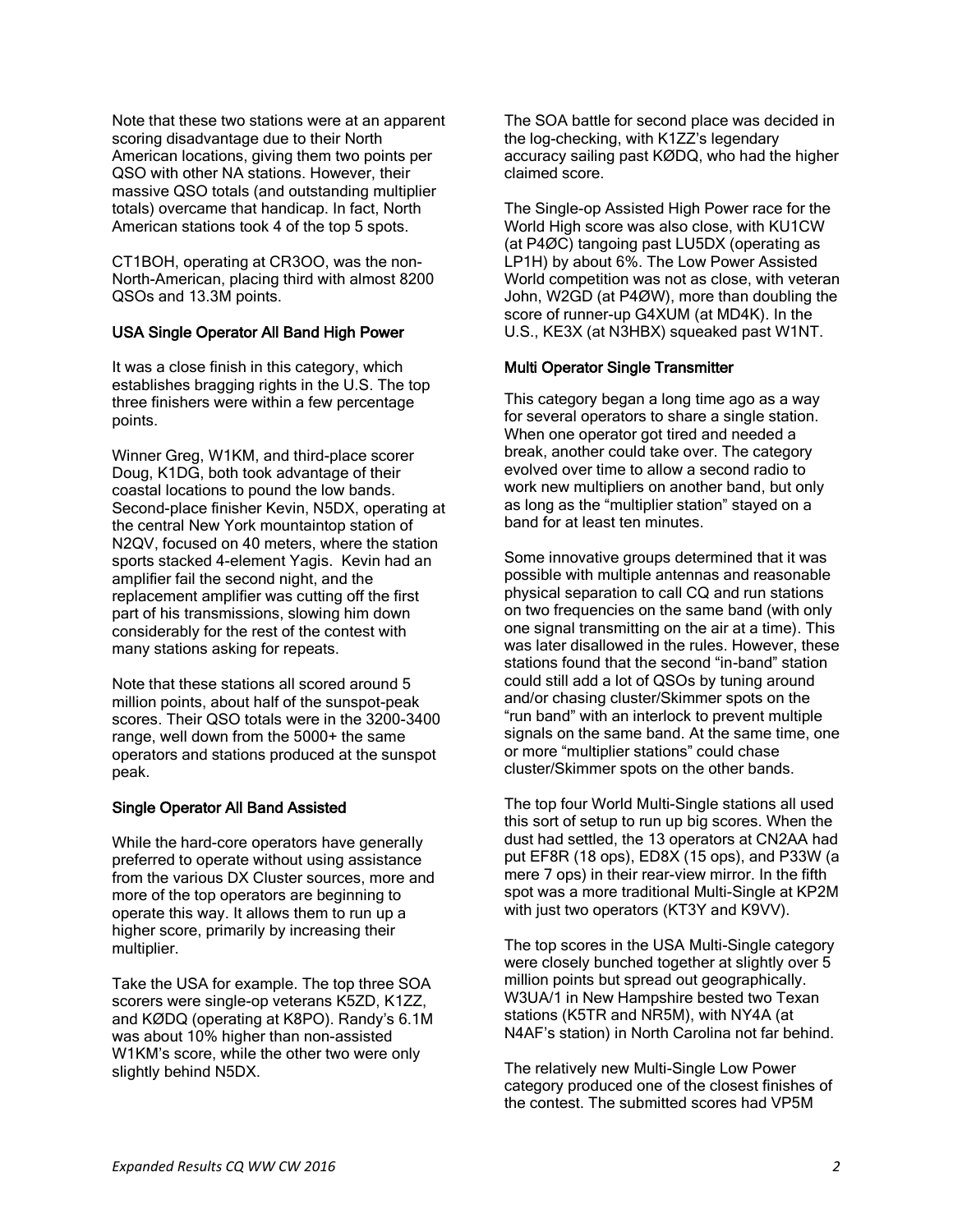Note that these two stations were at an apparent scoring disadvantage due to their North American locations, giving them two points per QSO with other NA stations. However, their massive QSO totals (and outstanding multiplier totals) overcame that handicap. In fact, North American stations took 4 of the top 5 spots.

CT1BOH, operating at CR3OO, was the non-North-American, placing third with almost 8200 QSOs and 13.3M points.

### USA Single Operator All Band High Power

It was a close finish in this category, which establishes bragging rights in the U.S. The top three finishers were within a few percentage points.

Winner Greg, W1KM, and third-place scorer Doug, K1DG, both took advantage of their coastal locations to pound the low bands. Second-place finisher Kevin, N5DX, operating at the central New York mountaintop station of N2QV, focused on 40 meters, where the station sports stacked 4-element Yagis. Kevin had an amplifier fail the second night, and the replacement amplifier was cutting off the first part of his transmissions, slowing him down considerably for the rest of the contest with many stations asking for repeats.

Note that these stations all scored around 5 million points, about half of the sunspot-peak scores. Their QSO totals were in the 3200-3400 range, well down from the 5000+ the same operators and stations produced at the sunspot peak.

### Single Operator All Band Assisted

While the hard-core operators have generally preferred to operate without using assistance from the various DX Cluster sources, more and more of the top operators are beginning to operate this way. It allows them to run up a higher score, primarily by increasing their multiplier.

Take the USA for example. The top three SOA scorers were single-op veterans K5ZD, K1ZZ, and KØDQ (operating at K8PO). Randy's 6.1M was about 10% higher than non-assisted W1KM's score, while the other two were only slightly behind N5DX.

The SOA battle for second place was decided in the log-checking, with K1ZZ's legendary accuracy sailing past KØDQ, who had the higher claimed score.

The Single-op Assisted High Power race for the World High score was also close, with KU1CW (at P4ØC) tangoing past LU5DX (operating as LP1H) by about 6%. The Low Power Assisted World competition was not as close, with veteran John, W2GD (at P4ØW), more than doubling the score of runner-up G4XUM (at MD4K). In the U.S., KE3X (at N3HBX) squeaked past W1NT.

### Multi Operator Single Transmitter

This category began a long time ago as a way for several operators to share a single station. When one operator got tired and needed a break, another could take over. The category evolved over time to allow a second radio to work new multipliers on another band, but only as long as the "multiplier station" stayed on a band for at least ten minutes.

Some innovative groups determined that it was possible with multiple antennas and reasonable physical separation to call CQ and run stations on two frequencies on the same band (with only one signal transmitting on the air at a time). This was later disallowed in the rules. However, these stations found that the second "in-band" station could still add a lot of QSOs by tuning around and/or chasing cluster/Skimmer spots on the "run band" with an interlock to prevent multiple signals on the same band. At the same time, one or more "multiplier stations" could chase cluster/Skimmer spots on the other bands.

The top four World Multi-Single stations all used this sort of setup to run up big scores. When the dust had settled, the 13 operators at CN2AA had put EF8R (18 ops), ED8X (15 ops), and P33W (a mere 7 ops) in their rear-view mirror. In the fifth spot was a more traditional Multi-Single at KP2M with just two operators (KT3Y and K9VV).

The top scores in the USA Multi-Single category were closely bunched together at slightly over 5 million points but spread out geographically. W3UA/1 in New Hampshire bested two Texan stations (K5TR and NR5M), with NY4A (at N4AF's station) in North Carolina not far behind.

The relatively new Multi-Single Low Power category produced one of the closest finishes of the contest. The submitted scores had VP5M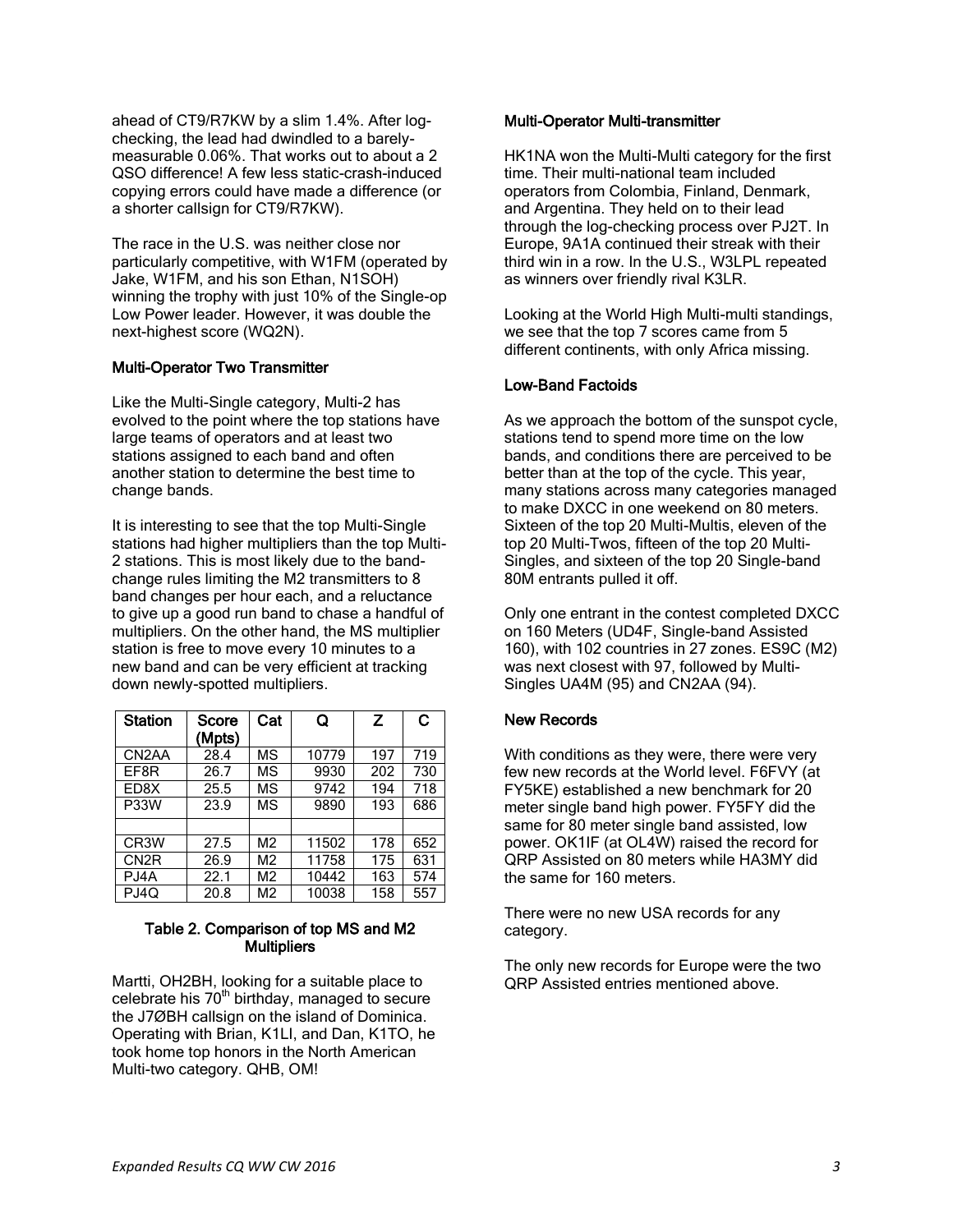ahead of CT9/R7KW by a slim 1.4%. After log-checking, the lead had dwindled to a barely-measurable 0.06%. That works out to about a 2 QSO difference! A few less static-crash-induced copying errors could have made a difference (or a shorter callsign for CT9/R7KW).

The race in the U.S. was neither close nor particularly competitive, with W1FM (operated by Jake, W1FM, and his son Ethan, N1SOH) winning the trophy with just 10% of the Single-op Low Power leader. However, it was double the next-highest score (WQ2N).

### Multi-Operator Two Transmitter

Like the Multi-Single category, Multi-2 has evolved to the point where the top stations have large teams of operators and at least two stations assigned to each band and often another station to determine the best time to change bands.

It is interesting to see that the top Multi-Single stations had higher multipliers than the top Multi-2 stations. This is most likely due to the band-change rules limiting the M2 transmitters to 8 band changes per hour each, and a reluctance to give up a good run band to chase a handful of multipliers. On the other hand, the MS multiplier station is free to move every 10 minutes to a new band and can be very efficient at tracking down newly-spotted multipliers.

| Station | Score (Mpts) | Cat | Q | Z | C |
|---|---|---|---|---|---|
| CN2AA | 28.4 | MS | 10779 | 197 | 719 |
| EF8R | 26.7 | MS | 9930 | 202 | 730 |
| ED8X | 25.5 | MS | 9742 | 194 | 718 |
| P33W | 23.9 | MS | 9890 | 193 | 686 |
| | | | | | |
| CR3W | 27.5 | M2 | 11502 | 178 | 652 |
| CN2R | 26.9 | M2 | 11758 | 175 | 631 |
| PJ4A | 22.1 | M2 | 10442 | 163 | 574 |
| PJ4Q | 20.8 | M2 | 10038 | 158 | 557 |

**Table 2. Comparison of top MS and M2 Multipliers**

Martti, OH2BH, looking for a suitable place to celebrate his 70[th] birthday, managed to secure the J7ØBH callsign on the island of Dominica. Operating with Brian, K1LI, and Dan, K1TO, he took home top honors in the North American Multi-two category. QHB, OM!

### Multi-Operator Multi-transmitter

HK1NA won the Multi-Multi category for the first time. Their multi-national team included operators from Colombia, Finland, Denmark, and Argentina. They held on to their lead through the log-checking process over PJ2T. In Europe, 9A1A continued their streak with their third win in a row. In the U.S., W3LPL repeated as winners over friendly rival K3LR.

Looking at the World High Multi-multi standings, we see that the top 7 scores came from 5 different continents, with only Africa missing.

### Low-Band Factoids

As we approach the bottom of the sunspot cycle, stations tend to spend more time on the low bands, and conditions there are perceived to be better than at the top of the cycle. This year, many stations across many categories managed to make DXCC in one weekend on 80 meters. Sixteen of the top 20 Multi-Multis, eleven of the top 20 Multi-Twos, fifteen of the top 20 Multi-Singles, and sixteen of the top 20 Single-band 80M entrants pulled it off.

Only one entrant in the contest completed DXCC on 160 Meters (UD4F, Single-band Assisted 160), with 102 countries in 27 zones. ES9C (M2) was next closest with 97, followed by Multi-Singles UA4M (95) and CN2AA (94).

### New Records

With conditions as they were, there were very few new records at the World level. F6FVY (at FY5KE) established a new benchmark for 20 meter single band high power. FY5FY did the same for 80 meter single band assisted, low power. OK1IF (at OL4W) raised the record for QRP Assisted on 80 meters while HA3MY did the same for 160 meters.

There were no new USA records for any category.

The only new records for Europe were the two QRP Assisted entries mentioned above.